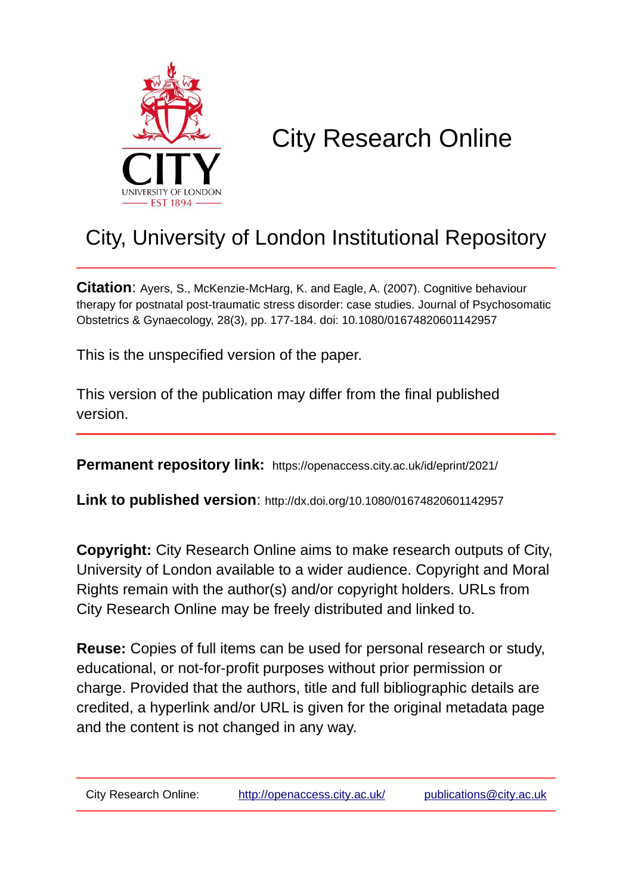# City Research Online

## City, University of London Institutional Repository

**Citation**: Ayers, S., McKenzie-McHarg, K. and Eagle, A. (2007). Cognitive behaviour therapy for postnatal post-traumatic stress disorder: case studies. Journal of Psychosomatic Obstetrics & Gynaecology, 28(3), pp. 177-184. doi: 10.1080/01674820601142957

This is the unspecified version of the paper.

This version of the publication may differ from the final published version.

**Permanent repository link:** https://openaccess.city.ac.uk/id/eprint/2021/

**Link to published version**: http://dx.doi.org/10.1080/01674820601142957

**Copyright:** City Research Online aims to make research outputs of City, University of London available to a wider audience. Copyright and Moral Rights remain with the author(s) and/or copyright holders. URLs from City Research Online may be freely distributed and linked to.

**Reuse:** Copies of full items can be used for personal research or study, educational, or not-for-profit purposes without prior permission or charge. Provided that the authors, title and full bibliographic details are credited, a hyperlink and/or URL is given for the original metadata page and the content is not changed in any way.

City Research Online: http://openaccess.city.ac.uk/ publications@city.ac.uk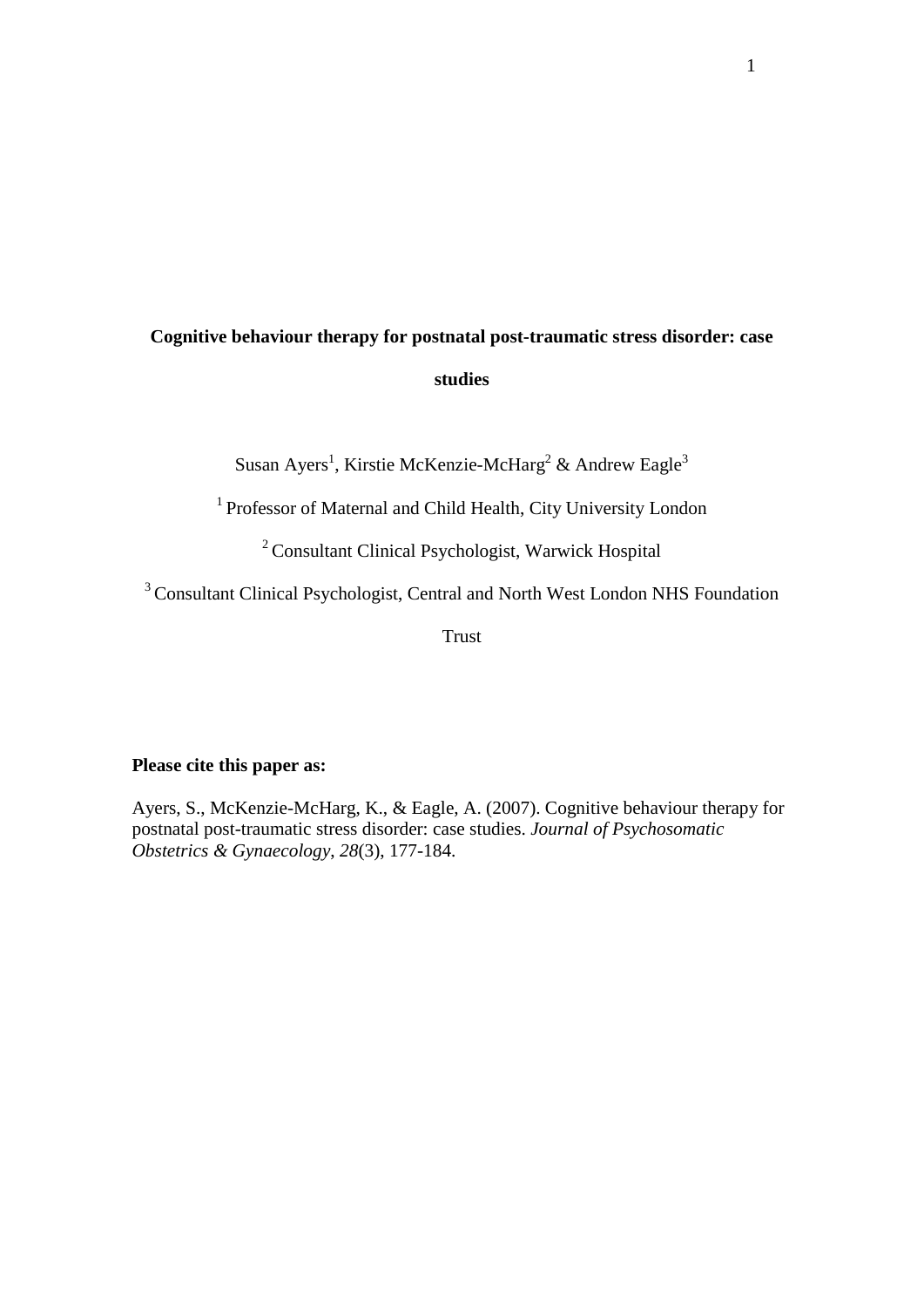**Cognitive behaviour therapy for postnatal post-traumatic stress disorder: case studies**

Susan Ayers[1], Kirstie McKenzie-McHarg[2] & Andrew Eagle[3]

[1] Professor of Maternal and Child Health, City University London

[2] Consultant Clinical Psychologist, Warwick Hospital

[3] Consultant Clinical Psychologist, Central and North West London NHS Foundation Trust

**Please cite this paper as:**

Ayers, S., McKenzie-McHarg, K., & Eagle, A. (2007). Cognitive behaviour therapy for postnatal post-traumatic stress disorder: case studies. *Journal of Psychosomatic Obstetrics & Gynaecology*, *28*(3), 177-184.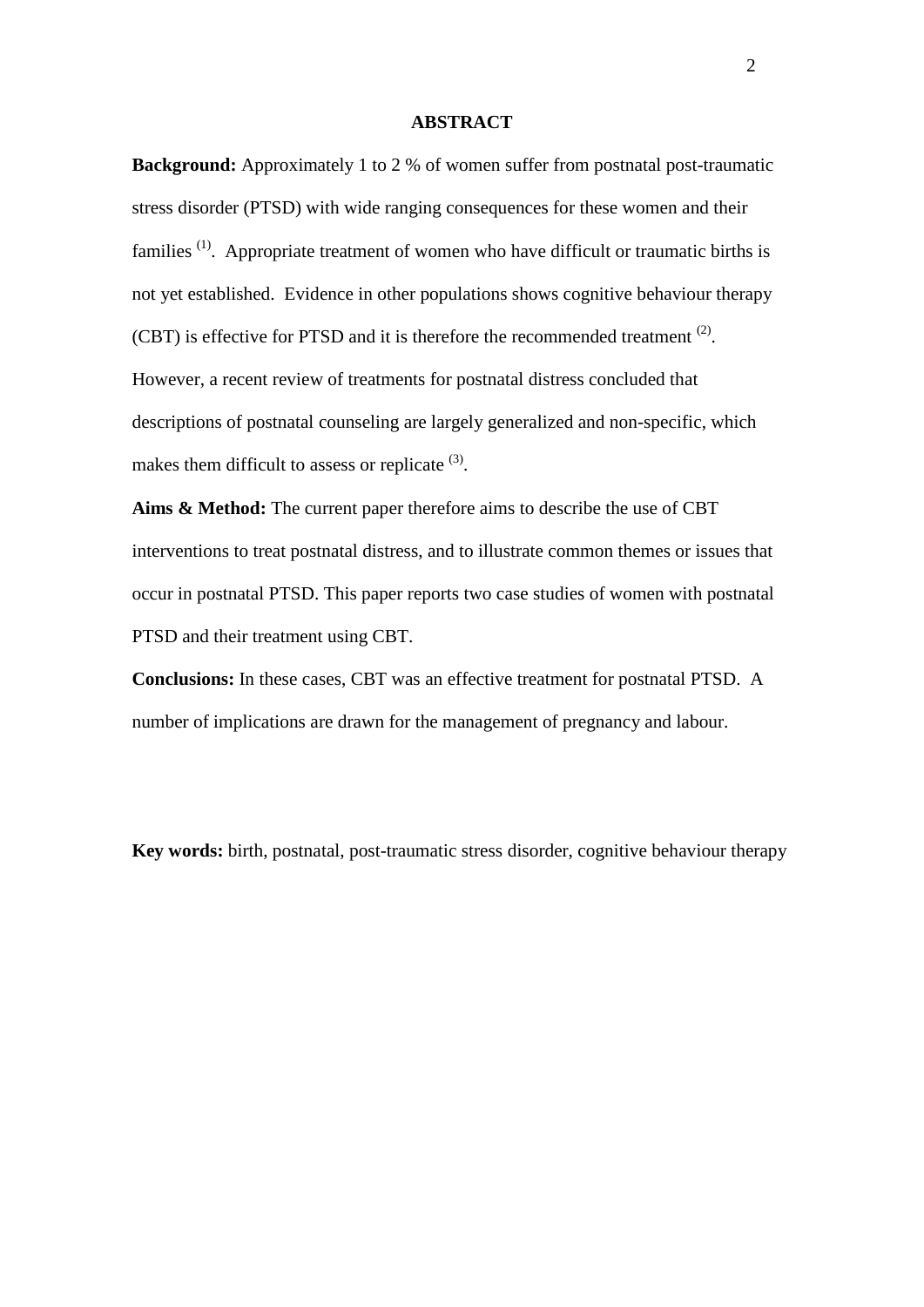## ABSTRACT

**Background:** Approximately 1 to 2 % of women suffer from postnatal post-traumatic stress disorder (PTSD) with wide ranging consequences for these women and their families [1]. Appropriate treatment of women who have difficult or traumatic births is not yet established. Evidence in other populations shows cognitive behaviour therapy (CBT) is effective for PTSD and it is therefore the recommended treatment [2]. However, a recent review of treatments for postnatal distress concluded that descriptions of postnatal counseling are largely generalized and non-specific, which makes them difficult to assess or replicate [3].

**Aims & Method:** The current paper therefore aims to describe the use of CBT interventions to treat postnatal distress, and to illustrate common themes or issues that occur in postnatal PTSD. This paper reports two case studies of women with postnatal PTSD and their treatment using CBT.

**Conclusions:** In these cases, CBT was an effective treatment for postnatal PTSD. A number of implications are drawn for the management of pregnancy and labour.

**Key words:** birth, postnatal, post-traumatic stress disorder, cognitive behaviour therapy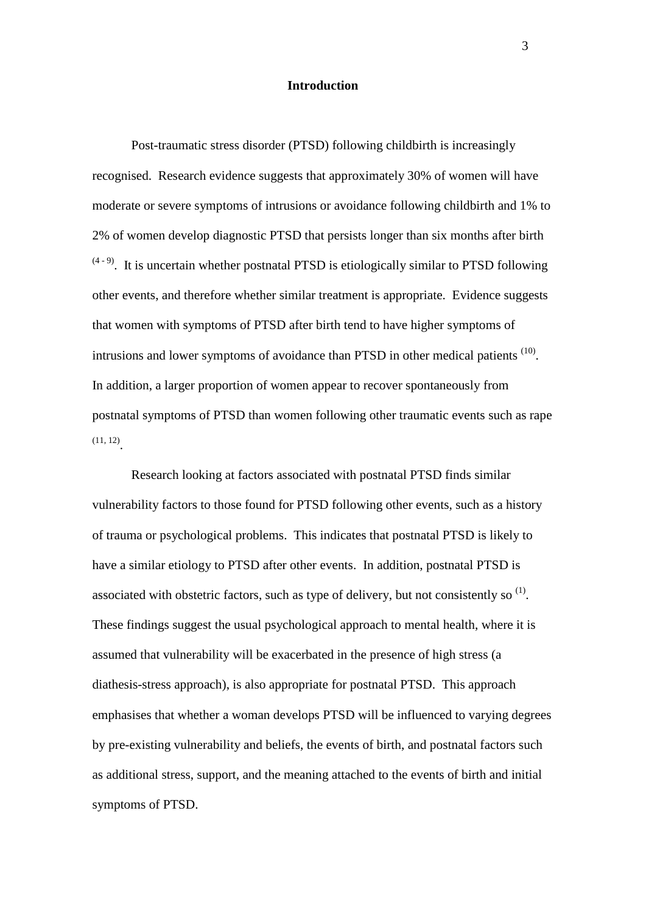## Introduction

Post-traumatic stress disorder (PTSD) following childbirth is increasingly recognised. Research evidence suggests that approximately 30% of women will have moderate or severe symptoms of intrusions or avoidance following childbirth and 1% to 2% of women develop diagnostic PTSD that persists longer than six months after birth [(4 - 9)]. It is uncertain whether postnatal PTSD is etiologically similar to PTSD following other events, and therefore whether similar treatment is appropriate. Evidence suggests that women with symptoms of PTSD after birth tend to have higher symptoms of intrusions and lower symptoms of avoidance than PTSD in other medical patients [(10)]. In addition, a larger proportion of women appear to recover spontaneously from postnatal symptoms of PTSD than women following other traumatic events such as rape [(11, 12)].

Research looking at factors associated with postnatal PTSD finds similar vulnerability factors to those found for PTSD following other events, such as a history of trauma or psychological problems. This indicates that postnatal PTSD is likely to have a similar etiology to PTSD after other events. In addition, postnatal PTSD is associated with obstetric factors, such as type of delivery, but not consistently so [(1)]. These findings suggest the usual psychological approach to mental health, where it is assumed that vulnerability will be exacerbated in the presence of high stress (a diathesis-stress approach), is also appropriate for postnatal PTSD. This approach emphasises that whether a woman develops PTSD will be influenced to varying degrees by pre-existing vulnerability and beliefs, the events of birth, and postnatal factors such as additional stress, support, and the meaning attached to the events of birth and initial symptoms of PTSD.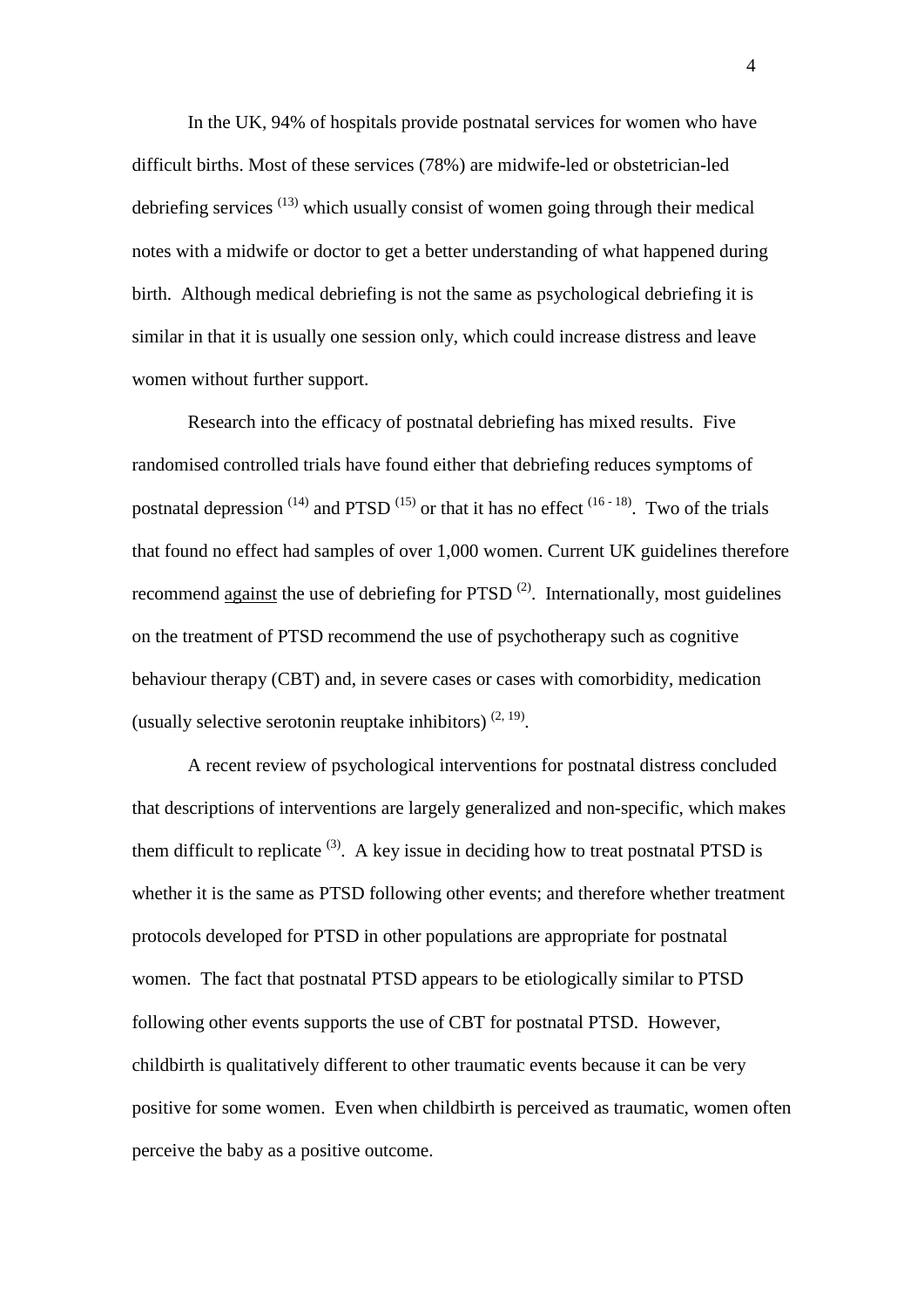In the UK, 94% of hospitals provide postnatal services for women who have difficult births. Most of these services (78%) are midwife-led or obstetrician-led debriefing services [13] which usually consist of women going through their medical notes with a midwife or doctor to get a better understanding of what happened during birth. Although medical debriefing is not the same as psychological debriefing it is similar in that it is usually one session only, which could increase distress and leave women without further support.

Research into the efficacy of postnatal debriefing has mixed results. Five randomised controlled trials have found either that debriefing reduces symptoms of postnatal depression [14] and PTSD [15] or that it has no effect [16 - 18]. Two of the trials that found no effect had samples of over 1,000 women. Current UK guidelines therefore recommend <u>against</u> the use of debriefing for PTSD [2]. Internationally, most guidelines on the treatment of PTSD recommend the use of psychotherapy such as cognitive behaviour therapy (CBT) and, in severe cases or cases with comorbidity, medication (usually selective serotonin reuptake inhibitors) [2, 19].

A recent review of psychological interventions for postnatal distress concluded that descriptions of interventions are largely generalized and non-specific, which makes them difficult to replicate [3]. A key issue in deciding how to treat postnatal PTSD is whether it is the same as PTSD following other events; and therefore whether treatment protocols developed for PTSD in other populations are appropriate for postnatal women. The fact that postnatal PTSD appears to be etiologically similar to PTSD following other events supports the use of CBT for postnatal PTSD. However, childbirth is qualitatively different to other traumatic events because it can be very positive for some women. Even when childbirth is perceived as traumatic, women often perceive the baby as a positive outcome.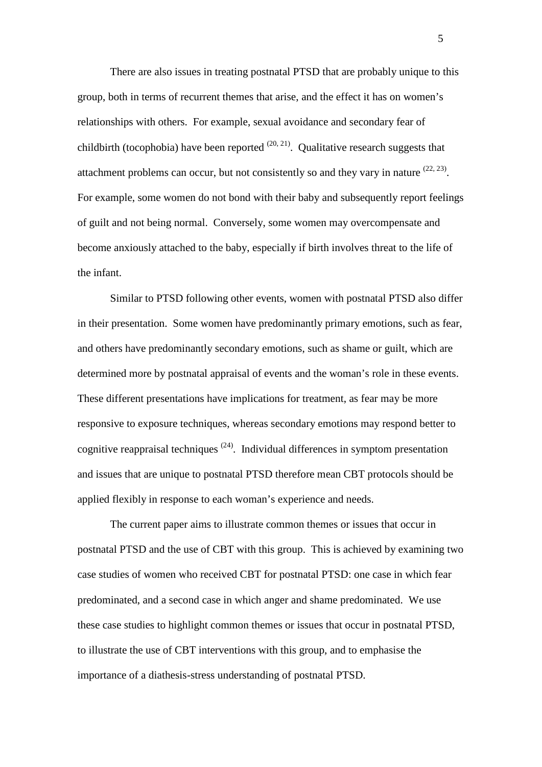There are also issues in treating postnatal PTSD that are probably unique to this group, both in terms of recurrent themes that arise, and the effect it has on women's relationships with others. For example, sexual avoidance and secondary fear of childbirth (tocophobia) have been reported [(20, 21)]. Qualitative research suggests that attachment problems can occur, but not consistently so and they vary in nature [(22, 23)]. For example, some women do not bond with their baby and subsequently report feelings of guilt and not being normal. Conversely, some women may overcompensate and become anxiously attached to the baby, especially if birth involves threat to the life of the infant.

Similar to PTSD following other events, women with postnatal PTSD also differ in their presentation. Some women have predominantly primary emotions, such as fear, and others have predominantly secondary emotions, such as shame or guilt, which are determined more by postnatal appraisal of events and the woman's role in these events. These different presentations have implications for treatment, as fear may be more responsive to exposure techniques, whereas secondary emotions may respond better to cognitive reappraisal techniques [(24)]. Individual differences in symptom presentation and issues that are unique to postnatal PTSD therefore mean CBT protocols should be applied flexibly in response to each woman's experience and needs.

The current paper aims to illustrate common themes or issues that occur in postnatal PTSD and the use of CBT with this group. This is achieved by examining two case studies of women who received CBT for postnatal PTSD: one case in which fear predominated, and a second case in which anger and shame predominated. We use these case studies to highlight common themes or issues that occur in postnatal PTSD, to illustrate the use of CBT interventions with this group, and to emphasise the importance of a diathesis-stress understanding of postnatal PTSD.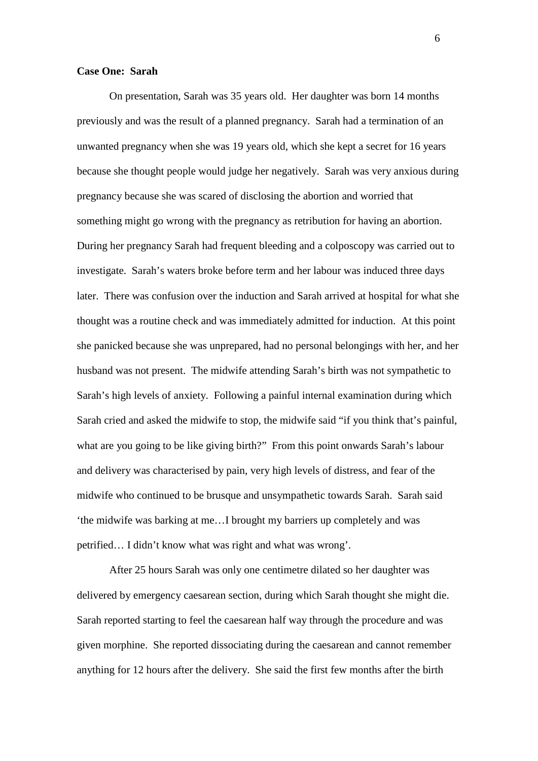**Case One: Sarah**

On presentation, Sarah was 35 years old. Her daughter was born 14 months previously and was the result of a planned pregnancy. Sarah had a termination of an unwanted pregnancy when she was 19 years old, which she kept a secret for 16 years because she thought people would judge her negatively. Sarah was very anxious during pregnancy because she was scared of disclosing the abortion and worried that something might go wrong with the pregnancy as retribution for having an abortion. During her pregnancy Sarah had frequent bleeding and a colposcopy was carried out to investigate. Sarah's waters broke before term and her labour was induced three days later. There was confusion over the induction and Sarah arrived at hospital for what she thought was a routine check and was immediately admitted for induction. At this point she panicked because she was unprepared, had no personal belongings with her, and her husband was not present. The midwife attending Sarah's birth was not sympathetic to Sarah's high levels of anxiety. Following a painful internal examination during which Sarah cried and asked the midwife to stop, the midwife said "if you think that's painful, what are you going to be like giving birth?" From this point onwards Sarah's labour and delivery was characterised by pain, very high levels of distress, and fear of the midwife who continued to be brusque and unsympathetic towards Sarah. Sarah said 'the midwife was barking at me…I brought my barriers up completely and was petrified… I didn't know what was right and what was wrong'.

After 25 hours Sarah was only one centimetre dilated so her daughter was delivered by emergency caesarean section, during which Sarah thought she might die. Sarah reported starting to feel the caesarean half way through the procedure and was given morphine. She reported dissociating during the caesarean and cannot remember anything for 12 hours after the delivery. She said the first few months after the birth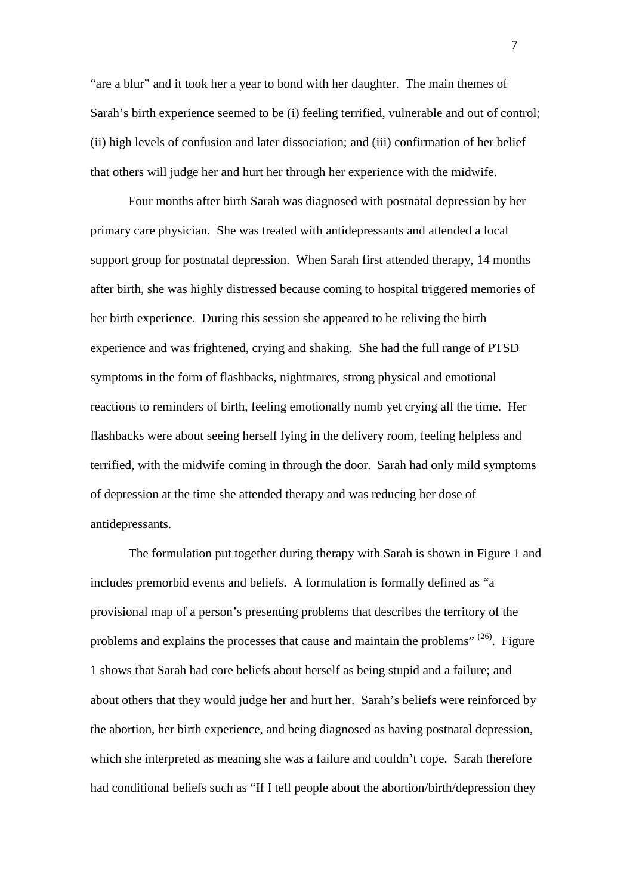"are a blur" and it took her a year to bond with her daughter. The main themes of Sarah's birth experience seemed to be (i) feeling terrified, vulnerable and out of control; (ii) high levels of confusion and later dissociation; and (iii) confirmation of her belief that others will judge her and hurt her through her experience with the midwife.

Four months after birth Sarah was diagnosed with postnatal depression by her primary care physician. She was treated with antidepressants and attended a local support group for postnatal depression. When Sarah first attended therapy, 14 months after birth, she was highly distressed because coming to hospital triggered memories of her birth experience. During this session she appeared to be reliving the birth experience and was frightened, crying and shaking. She had the full range of PTSD symptoms in the form of flashbacks, nightmares, strong physical and emotional reactions to reminders of birth, feeling emotionally numb yet crying all the time. Her flashbacks were about seeing herself lying in the delivery room, feeling helpless and terrified, with the midwife coming in through the door. Sarah had only mild symptoms of depression at the time she attended therapy and was reducing her dose of antidepressants.

The formulation put together during therapy with Sarah is shown in Figure 1 and includes premorbid events and beliefs. A formulation is formally defined as "a provisional map of a person's presenting problems that describes the territory of the problems and explains the processes that cause and maintain the problems" [(26)]. Figure 1 shows that Sarah had core beliefs about herself as being stupid and a failure; and about others that they would judge her and hurt her. Sarah's beliefs were reinforced by the abortion, her birth experience, and being diagnosed as having postnatal depression, which she interpreted as meaning she was a failure and couldn't cope. Sarah therefore had conditional beliefs such as "If I tell people about the abortion/birth/depression they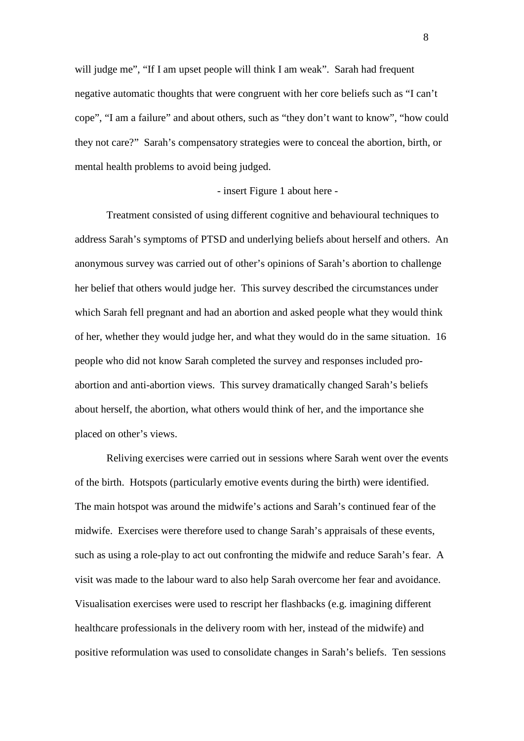will judge me", "If I am upset people will think I am weak". Sarah had frequent negative automatic thoughts that were congruent with her core beliefs such as "I can't cope", "I am a failure" and about others, such as "they don't want to know", "how could they not care?" Sarah's compensatory strategies were to conceal the abortion, birth, or mental health problems to avoid being judged.

- insert Figure 1 about here -

Treatment consisted of using different cognitive and behavioural techniques to address Sarah's symptoms of PTSD and underlying beliefs about herself and others. An anonymous survey was carried out of other's opinions of Sarah's abortion to challenge her belief that others would judge her. This survey described the circumstances under which Sarah fell pregnant and had an abortion and asked people what they would think of her, whether they would judge her, and what they would do in the same situation. 16 people who did not know Sarah completed the survey and responses included pro-abortion and anti-abortion views. This survey dramatically changed Sarah's beliefs about herself, the abortion, what others would think of her, and the importance she placed on other's views.

Reliving exercises were carried out in sessions where Sarah went over the events of the birth. Hotspots (particularly emotive events during the birth) were identified. The main hotspot was around the midwife's actions and Sarah's continued fear of the midwife. Exercises were therefore used to change Sarah's appraisals of these events, such as using a role-play to act out confronting the midwife and reduce Sarah's fear. A visit was made to the labour ward to also help Sarah overcome her fear and avoidance. Visualisation exercises were used to rescript her flashbacks (e.g. imagining different healthcare professionals in the delivery room with her, instead of the midwife) and positive reformulation was used to consolidate changes in Sarah's beliefs. Ten sessions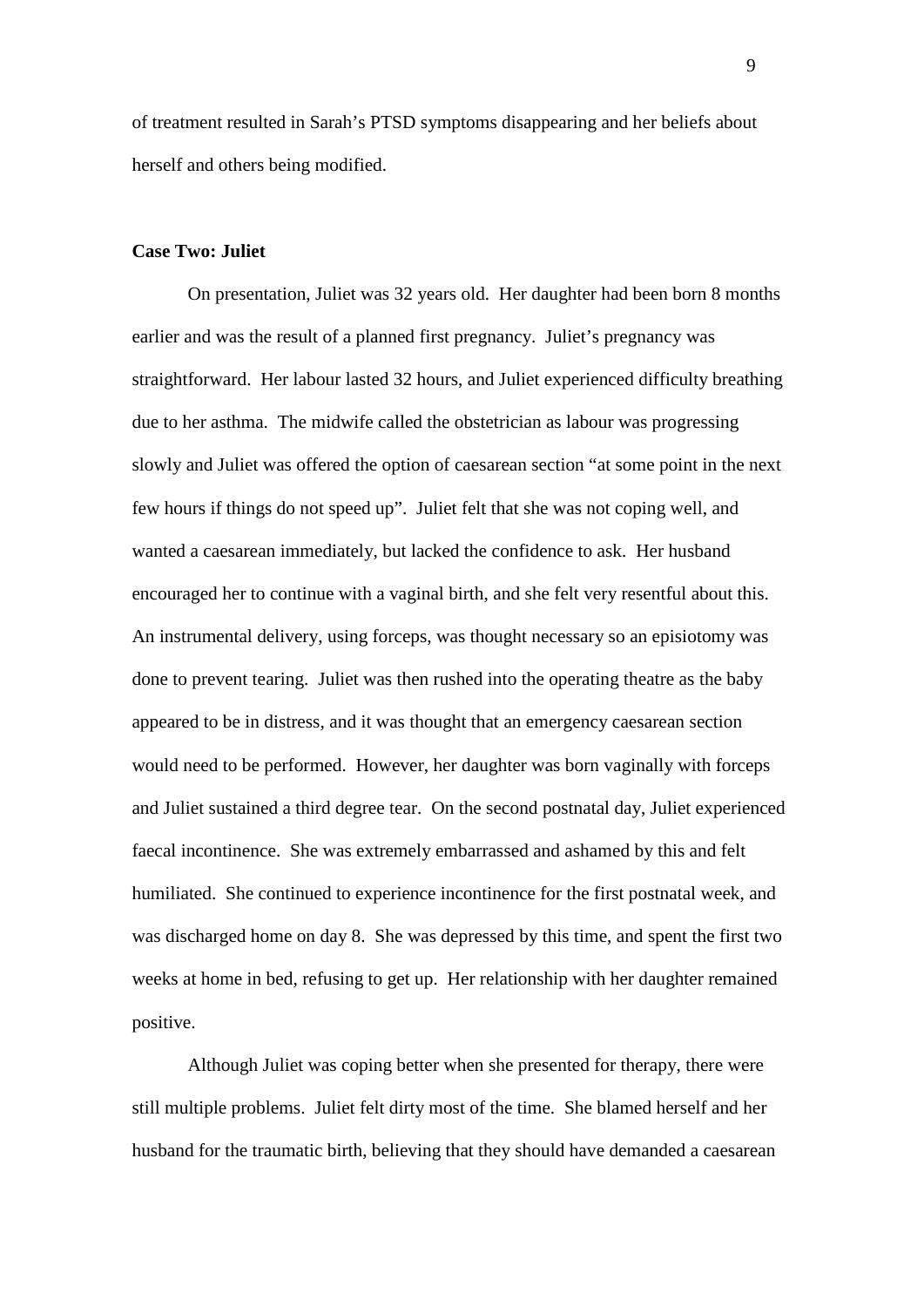of treatment resulted in Sarah's PTSD symptoms disappearing and her beliefs about herself and others being modified.

**Case Two: Juliet**

On presentation, Juliet was 32 years old. Her daughter had been born 8 months earlier and was the result of a planned first pregnancy. Juliet's pregnancy was straightforward. Her labour lasted 32 hours, and Juliet experienced difficulty breathing due to her asthma. The midwife called the obstetrician as labour was progressing slowly and Juliet was offered the option of caesarean section "at some point in the next few hours if things do not speed up". Juliet felt that she was not coping well, and wanted a caesarean immediately, but lacked the confidence to ask. Her husband encouraged her to continue with a vaginal birth, and she felt very resentful about this. An instrumental delivery, using forceps, was thought necessary so an episiotomy was done to prevent tearing. Juliet was then rushed into the operating theatre as the baby appeared to be in distress, and it was thought that an emergency caesarean section would need to be performed. However, her daughter was born vaginally with forceps and Juliet sustained a third degree tear. On the second postnatal day, Juliet experienced faecal incontinence. She was extremely embarrassed and ashamed by this and felt humiliated. She continued to experience incontinence for the first postnatal week, and was discharged home on day 8. She was depressed by this time, and spent the first two weeks at home in bed, refusing to get up. Her relationship with her daughter remained positive.

Although Juliet was coping better when she presented for therapy, there were still multiple problems. Juliet felt dirty most of the time. She blamed herself and her husband for the traumatic birth, believing that they should have demanded a caesarean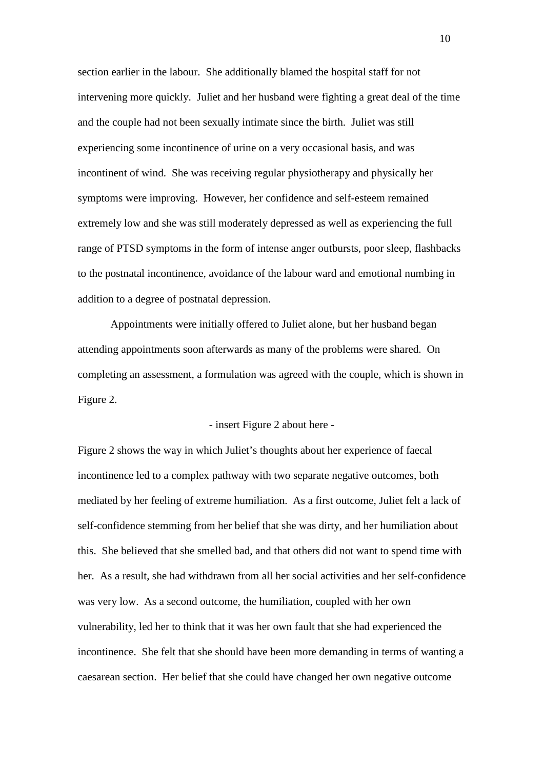section earlier in the labour. She additionally blamed the hospital staff for not intervening more quickly. Juliet and her husband were fighting a great deal of the time and the couple had not been sexually intimate since the birth. Juliet was still experiencing some incontinence of urine on a very occasional basis, and was incontinent of wind. She was receiving regular physiotherapy and physically her symptoms were improving. However, her confidence and self-esteem remained extremely low and she was still moderately depressed as well as experiencing the full range of PTSD symptoms in the form of intense anger outbursts, poor sleep, flashbacks to the postnatal incontinence, avoidance of the labour ward and emotional numbing in addition to a degree of postnatal depression.

Appointments were initially offered to Juliet alone, but her husband began attending appointments soon afterwards as many of the problems were shared. On completing an assessment, a formulation was agreed with the couple, which is shown in Figure 2.

- insert Figure 2 about here -

Figure 2 shows the way in which Juliet's thoughts about her experience of faecal incontinence led to a complex pathway with two separate negative outcomes, both mediated by her feeling of extreme humiliation. As a first outcome, Juliet felt a lack of self-confidence stemming from her belief that she was dirty, and her humiliation about this. She believed that she smelled bad, and that others did not want to spend time with her. As a result, she had withdrawn from all her social activities and her self-confidence was very low. As a second outcome, the humiliation, coupled with her own vulnerability, led her to think that it was her own fault that she had experienced the incontinence. She felt that she should have been more demanding in terms of wanting a caesarean section. Her belief that she could have changed her own negative outcome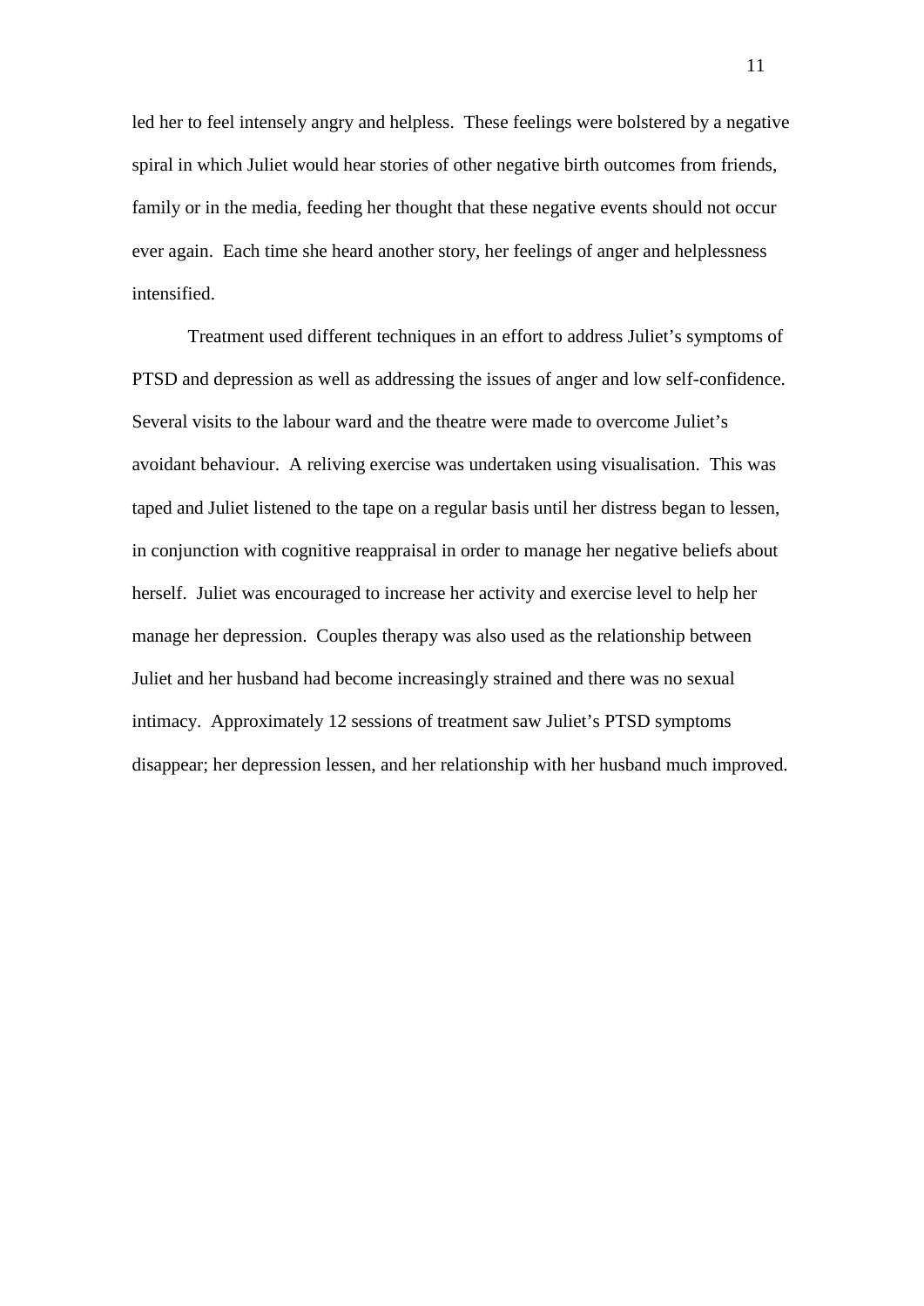led her to feel intensely angry and helpless. These feelings were bolstered by a negative spiral in which Juliet would hear stories of other negative birth outcomes from friends, family or in the media, feeding her thought that these negative events should not occur ever again. Each time she heard another story, her feelings of anger and helplessness intensified.

Treatment used different techniques in an effort to address Juliet's symptoms of PTSD and depression as well as addressing the issues of anger and low self-confidence. Several visits to the labour ward and the theatre were made to overcome Juliet's avoidant behaviour. A reliving exercise was undertaken using visualisation. This was taped and Juliet listened to the tape on a regular basis until her distress began to lessen, in conjunction with cognitive reappraisal in order to manage her negative beliefs about herself. Juliet was encouraged to increase her activity and exercise level to help her manage her depression. Couples therapy was also used as the relationship between Juliet and her husband had become increasingly strained and there was no sexual intimacy. Approximately 12 sessions of treatment saw Juliet's PTSD symptoms disappear; her depression lessen, and her relationship with her husband much improved.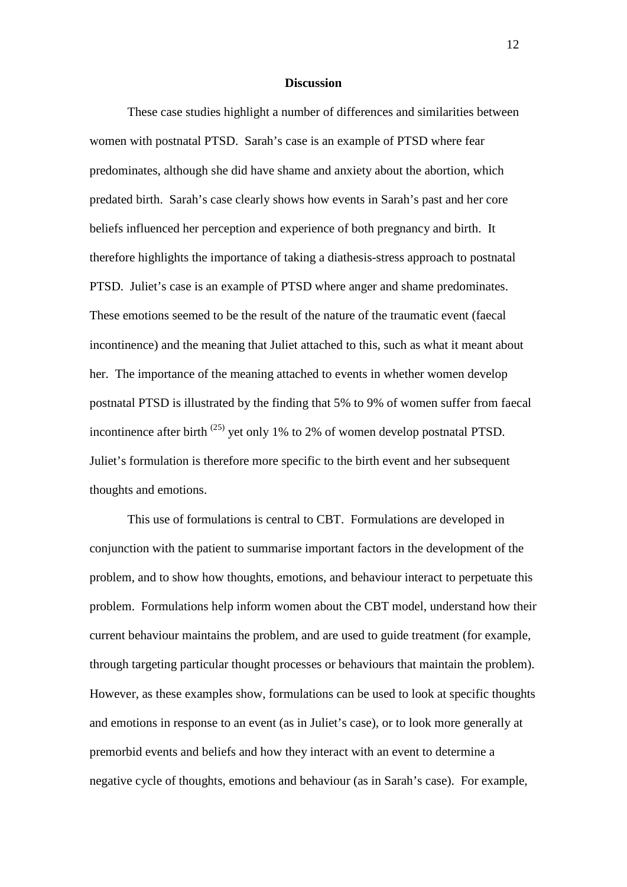## Discussion

These case studies highlight a number of differences and similarities between women with postnatal PTSD. Sarah's case is an example of PTSD where fear predominates, although she did have shame and anxiety about the abortion, which predated birth. Sarah's case clearly shows how events in Sarah's past and her core beliefs influenced her perception and experience of both pregnancy and birth. It therefore highlights the importance of taking a diathesis-stress approach to postnatal PTSD. Juliet's case is an example of PTSD where anger and shame predominates. These emotions seemed to be the result of the nature of the traumatic event (faecal incontinence) and the meaning that Juliet attached to this, such as what it meant about her. The importance of the meaning attached to events in whether women develop postnatal PTSD is illustrated by the finding that 5% to 9% of women suffer from faecal incontinence after birth (25) yet only 1% to 2% of women develop postnatal PTSD. Juliet's formulation is therefore more specific to the birth event and her subsequent thoughts and emotions.

This use of formulations is central to CBT. Formulations are developed in conjunction with the patient to summarise important factors in the development of the problem, and to show how thoughts, emotions, and behaviour interact to perpetuate this problem. Formulations help inform women about the CBT model, understand how their current behaviour maintains the problem, and are used to guide treatment (for example, through targeting particular thought processes or behaviours that maintain the problem). However, as these examples show, formulations can be used to look at specific thoughts and emotions in response to an event (as in Juliet's case), or to look more generally at premorbid events and beliefs and how they interact with an event to determine a negative cycle of thoughts, emotions and behaviour (as in Sarah's case). For example,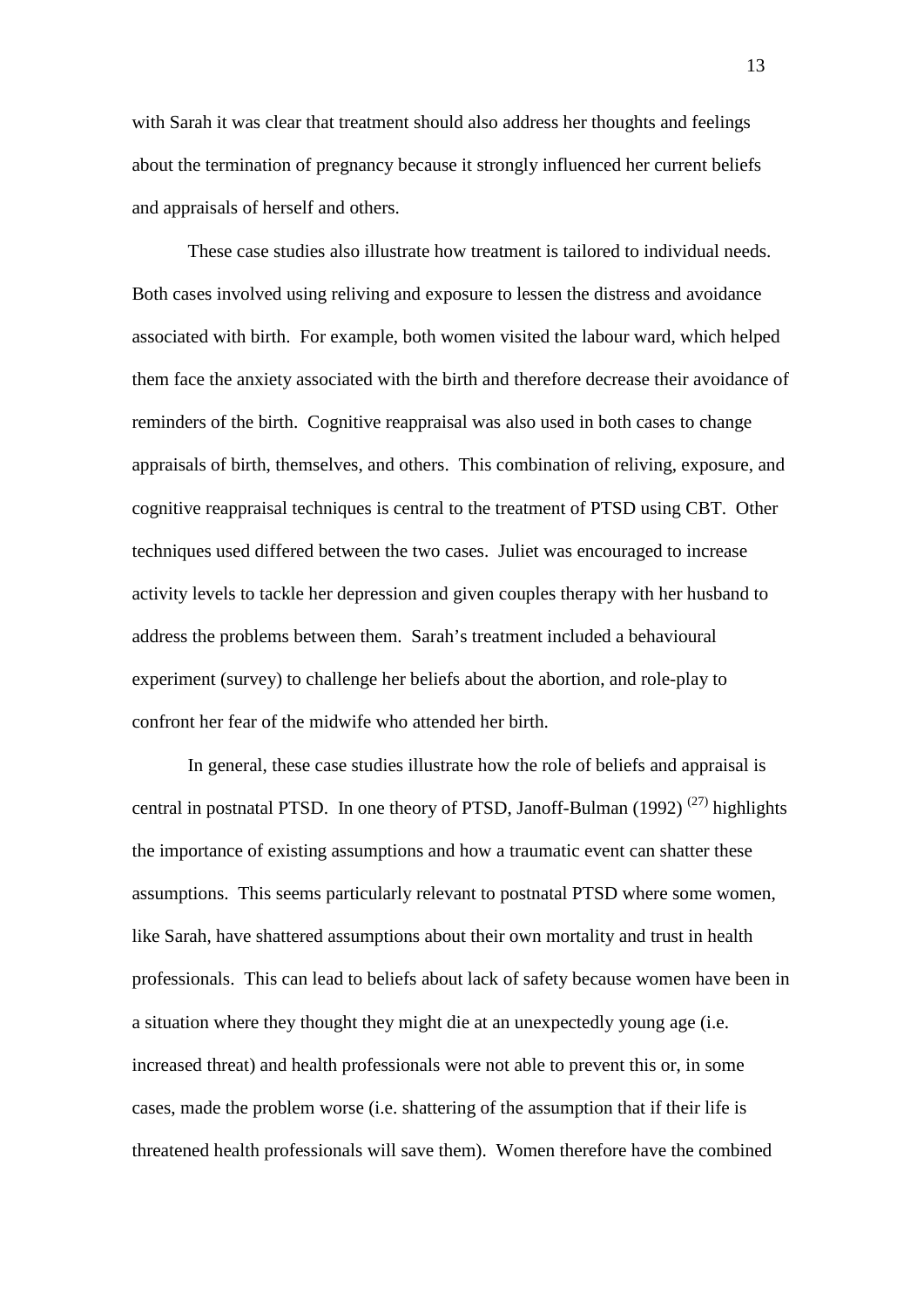with Sarah it was clear that treatment should also address her thoughts and feelings about the termination of pregnancy because it strongly influenced her current beliefs and appraisals of herself and others.

These case studies also illustrate how treatment is tailored to individual needs. Both cases involved using reliving and exposure to lessen the distress and avoidance associated with birth. For example, both women visited the labour ward, which helped them face the anxiety associated with the birth and therefore decrease their avoidance of reminders of the birth. Cognitive reappraisal was also used in both cases to change appraisals of birth, themselves, and others. This combination of reliving, exposure, and cognitive reappraisal techniques is central to the treatment of PTSD using CBT. Other techniques used differed between the two cases. Juliet was encouraged to increase activity levels to tackle her depression and given couples therapy with her husband to address the problems between them. Sarah's treatment included a behavioural experiment (survey) to challenge her beliefs about the abortion, and role-play to confront her fear of the midwife who attended her birth.

In general, these case studies illustrate how the role of beliefs and appraisal is central in postnatal PTSD. In one theory of PTSD, Janoff-Bulman (1992) [27] highlights the importance of existing assumptions and how a traumatic event can shatter these assumptions. This seems particularly relevant to postnatal PTSD where some women, like Sarah, have shattered assumptions about their own mortality and trust in health professionals. This can lead to beliefs about lack of safety because women have been in a situation where they thought they might die at an unexpectedly young age (i.e. increased threat) and health professionals were not able to prevent this or, in some cases, made the problem worse (i.e. shattering of the assumption that if their life is threatened health professionals will save them). Women therefore have the combined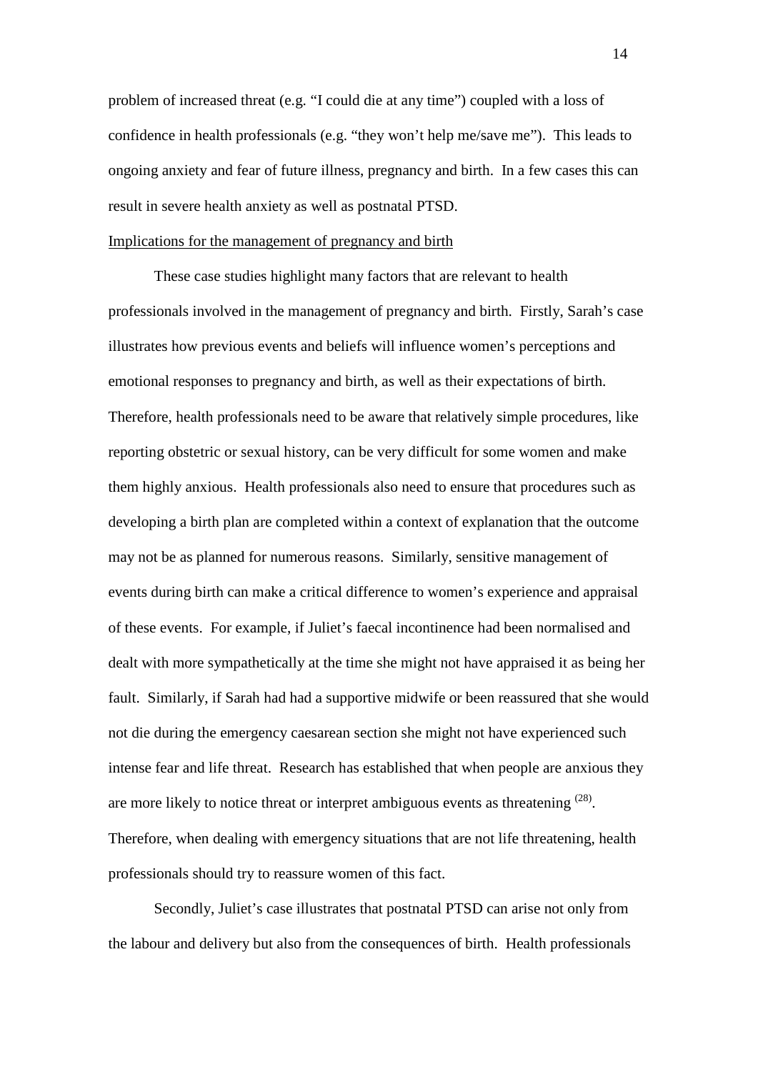problem of increased threat (e.g. "I could die at any time") coupled with a loss of confidence in health professionals (e.g. "they won't help me/save me"). This leads to ongoing anxiety and fear of future illness, pregnancy and birth. In a few cases this can result in severe health anxiety as well as postnatal PTSD.

Implications for the management of pregnancy and birth

These case studies highlight many factors that are relevant to health professionals involved in the management of pregnancy and birth. Firstly, Sarah's case illustrates how previous events and beliefs will influence women's perceptions and emotional responses to pregnancy and birth, as well as their expectations of birth. Therefore, health professionals need to be aware that relatively simple procedures, like reporting obstetric or sexual history, can be very difficult for some women and make them highly anxious. Health professionals also need to ensure that procedures such as developing a birth plan are completed within a context of explanation that the outcome may not be as planned for numerous reasons. Similarly, sensitive management of events during birth can make a critical difference to women's experience and appraisal of these events. For example, if Juliet's faecal incontinence had been normalised and dealt with more sympathetically at the time she might not have appraised it as being her fault. Similarly, if Sarah had had a supportive midwife or been reassured that she would not die during the emergency caesarean section she might not have experienced such intense fear and life threat. Research has established that when people are anxious they are more likely to notice threat or interpret ambiguous events as threatening [28]. Therefore, when dealing with emergency situations that are not life threatening, health professionals should try to reassure women of this fact.

Secondly, Juliet's case illustrates that postnatal PTSD can arise not only from the labour and delivery but also from the consequences of birth. Health professionals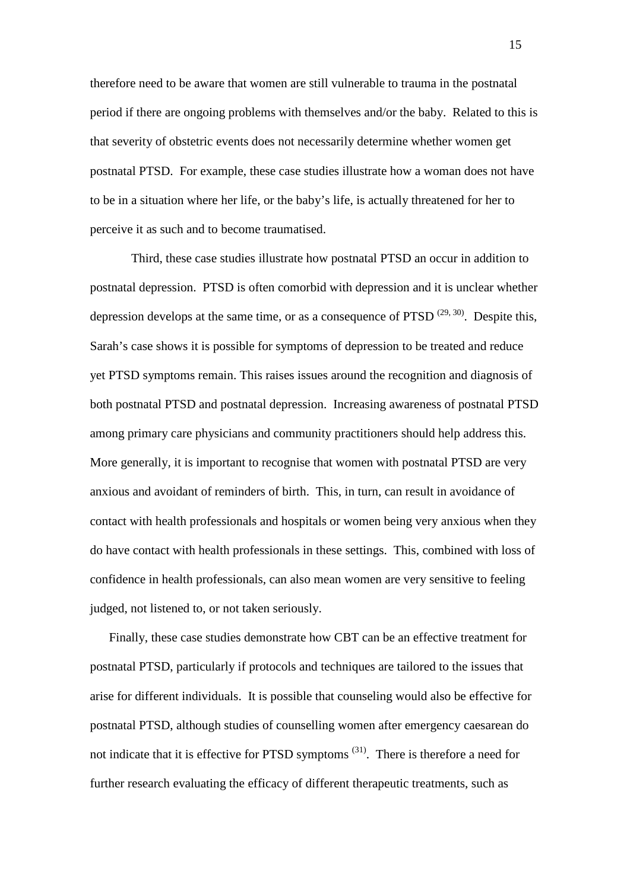therefore need to be aware that women are still vulnerable to trauma in the postnatal period if there are ongoing problems with themselves and/or the baby. Related to this is that severity of obstetric events does not necessarily determine whether women get postnatal PTSD. For example, these case studies illustrate how a woman does not have to be in a situation where her life, or the baby's life, is actually threatened for her to perceive it as such and to become traumatised.

Third, these case studies illustrate how postnatal PTSD an occur in addition to postnatal depression. PTSD is often comorbid with depression and it is unclear whether depression develops at the same time, or as a consequence of PTSD [29, 30]. Despite this, Sarah's case shows it is possible for symptoms of depression to be treated and reduce yet PTSD symptoms remain. This raises issues around the recognition and diagnosis of both postnatal PTSD and postnatal depression. Increasing awareness of postnatal PTSD among primary care physicians and community practitioners should help address this. More generally, it is important to recognise that women with postnatal PTSD are very anxious and avoidant of reminders of birth. This, in turn, can result in avoidance of contact with health professionals and hospitals or women being very anxious when they do have contact with health professionals in these settings. This, combined with loss of confidence in health professionals, can also mean women are very sensitive to feeling judged, not listened to, or not taken seriously.

Finally, these case studies demonstrate how CBT can be an effective treatment for postnatal PTSD, particularly if protocols and techniques are tailored to the issues that arise for different individuals. It is possible that counseling would also be effective for postnatal PTSD, although studies of counselling women after emergency caesarean do not indicate that it is effective for PTSD symptoms [31]. There is therefore a need for further research evaluating the efficacy of different therapeutic treatments, such as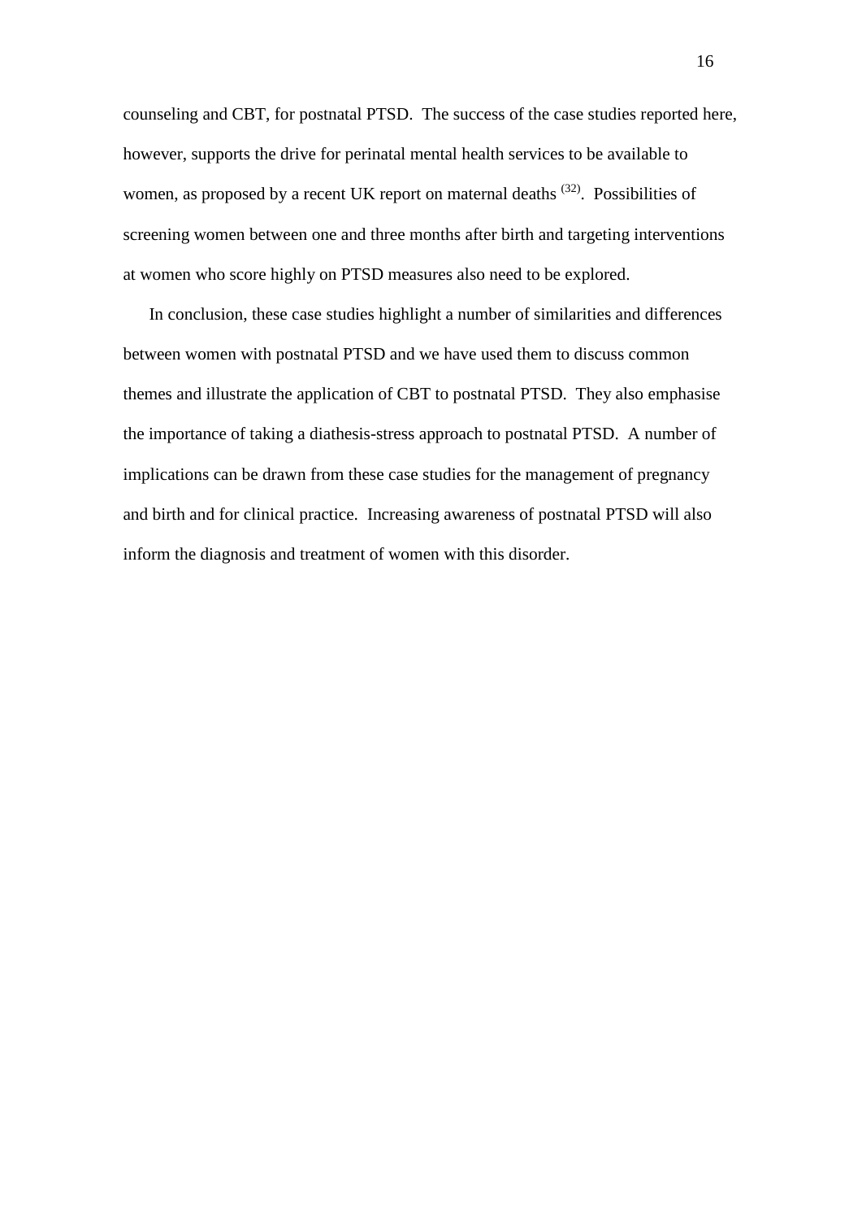counseling and CBT, for postnatal PTSD. The success of the case studies reported here, however, supports the drive for perinatal mental health services to be available to women, as proposed by a recent UK report on maternal deaths [32]. Possibilities of screening women between one and three months after birth and targeting interventions at women who score highly on PTSD measures also need to be explored.

In conclusion, these case studies highlight a number of similarities and differences between women with postnatal PTSD and we have used them to discuss common themes and illustrate the application of CBT to postnatal PTSD. They also emphasise the importance of taking a diathesis-stress approach to postnatal PTSD. A number of implications can be drawn from these case studies for the management of pregnancy and birth and for clinical practice. Increasing awareness of postnatal PTSD will also inform the diagnosis and treatment of women with this disorder.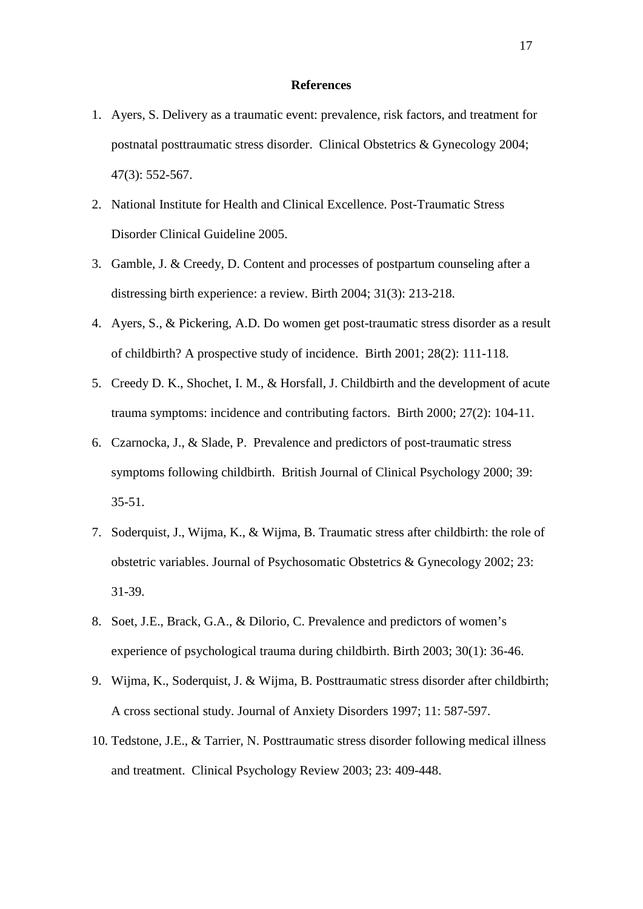## References

1. Ayers, S. Delivery as a traumatic event: prevalence, risk factors, and treatment for postnatal posttraumatic stress disorder. Clinical Obstetrics & Gynecology 2004; 47(3): 552-567.
2. National Institute for Health and Clinical Excellence. Post-Traumatic Stress Disorder Clinical Guideline 2005.
3. Gamble, J. & Creedy, D. Content and processes of postpartum counseling after a distressing birth experience: a review. Birth 2004; 31(3): 213-218.
4. Ayers, S., & Pickering, A.D. Do women get post-traumatic stress disorder as a result of childbirth? A prospective study of incidence. Birth 2001; 28(2): 111-118.
5. Creedy D. K., Shochet, I. M., & Horsfall, J. Childbirth and the development of acute trauma symptoms: incidence and contributing factors. Birth 2000; 27(2): 104-11.
6. Czarnocka, J., & Slade, P. Prevalence and predictors of post-traumatic stress symptoms following childbirth. British Journal of Clinical Psychology 2000; 39: 35-51.
7. Soderquist, J., Wijma, K., & Wijma, B. Traumatic stress after childbirth: the role of obstetric variables. Journal of Psychosomatic Obstetrics & Gynecology 2002; 23: 31-39.
8. Soet, J.E., Brack, G.A., & Dilorio, C. Prevalence and predictors of women's experience of psychological trauma during childbirth. Birth 2003; 30(1): 36-46.
9. Wijma, K., Soderquist, J. & Wijma, B. Posttraumatic stress disorder after childbirth; A cross sectional study. Journal of Anxiety Disorders 1997; 11: 587-597.
10. Tedstone, J.E., & Tarrier, N. Posttraumatic stress disorder following medical illness and treatment. Clinical Psychology Review 2003; 23: 409-448.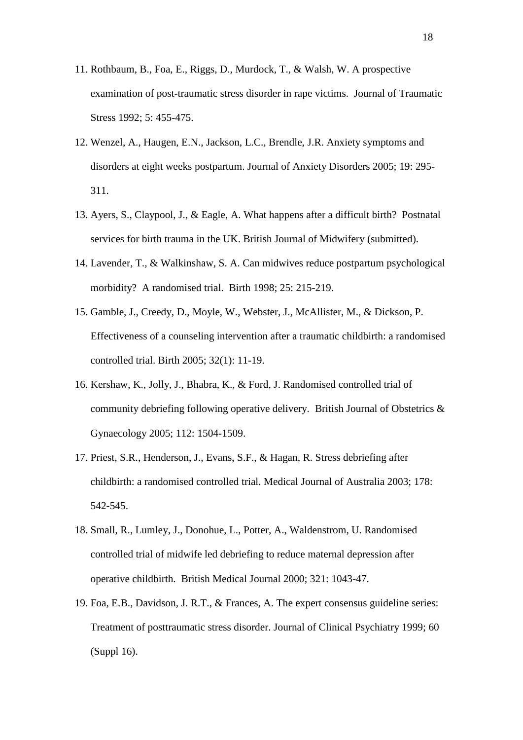11. Rothbaum, B., Foa, E., Riggs, D., Murdock, T., & Walsh, W. A prospective examination of post-traumatic stress disorder in rape victims. Journal of Traumatic Stress 1992; 5: 455-475.
12. Wenzel, A., Haugen, E.N., Jackson, L.C., Brendle, J.R. Anxiety symptoms and disorders at eight weeks postpartum. Journal of Anxiety Disorders 2005; 19: 295-311.
13. Ayers, S., Claypool, J., & Eagle, A. What happens after a difficult birth? Postnatal services for birth trauma in the UK. British Journal of Midwifery (submitted).
14. Lavender, T., & Walkinshaw, S. A. Can midwives reduce postpartum psychological morbidity? A randomised trial. Birth 1998; 25: 215-219.
15. Gamble, J., Creedy, D., Moyle, W., Webster, J., McAllister, M., & Dickson, P. Effectiveness of a counseling intervention after a traumatic childbirth: a randomised controlled trial. Birth 2005; 32(1): 11-19.
16. Kershaw, K., Jolly, J., Bhabra, K., & Ford, J. Randomised controlled trial of community debriefing following operative delivery. British Journal of Obstetrics & Gynaecology 2005; 112: 1504-1509.
17. Priest, S.R., Henderson, J., Evans, S.F., & Hagan, R. Stress debriefing after childbirth: a randomised controlled trial. Medical Journal of Australia 2003; 178: 542-545.
18. Small, R., Lumley, J., Donohue, L., Potter, A., Waldenstrom, U. Randomised controlled trial of midwife led debriefing to reduce maternal depression after operative childbirth. British Medical Journal 2000; 321: 1043-47.
19. Foa, E.B., Davidson, J. R.T., & Frances, A. The expert consensus guideline series: Treatment of posttraumatic stress disorder. Journal of Clinical Psychiatry 1999; 60 (Suppl 16).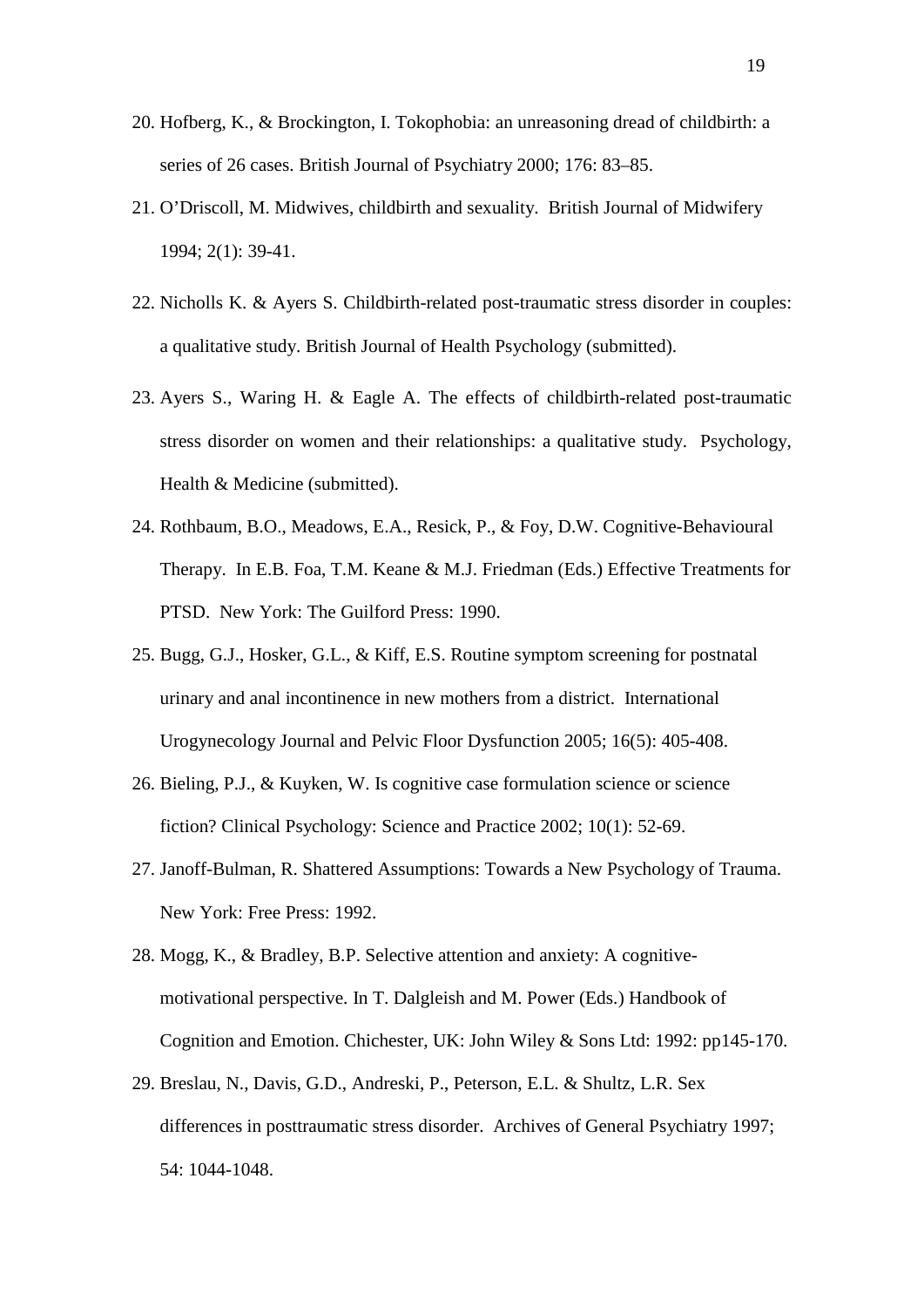20. Hofberg, K., & Brockington, I. Tokophobia: an unreasoning dread of childbirth: a series of 26 cases. British Journal of Psychiatry 2000; 176: 83–85.
21. O'Driscoll, M. Midwives, childbirth and sexuality. British Journal of Midwifery 1994; 2(1): 39-41.
22. Nicholls K. & Ayers S. Childbirth-related post-traumatic stress disorder in couples: a qualitative study. British Journal of Health Psychology (submitted).
23. Ayers S., Waring H. & Eagle A. The effects of childbirth-related post-traumatic stress disorder on women and their relationships: a qualitative study. Psychology, Health & Medicine (submitted).
24. Rothbaum, B.O., Meadows, E.A., Resick, P., & Foy, D.W. Cognitive-Behavioural Therapy. In E.B. Foa, T.M. Keane & M.J. Friedman (Eds.) Effective Treatments for PTSD. New York: The Guilford Press: 1990.
25. Bugg, G.J., Hosker, G.L., & Kiff, E.S. Routine symptom screening for postnatal urinary and anal incontinence in new mothers from a district. International Urogynecology Journal and Pelvic Floor Dysfunction 2005; 16(5): 405-408.
26. Bieling, P.J., & Kuyken, W. Is cognitive case formulation science or science fiction? Clinical Psychology: Science and Practice 2002; 10(1): 52-69.
27. Janoff-Bulman, R. Shattered Assumptions: Towards a New Psychology of Trauma. New York: Free Press: 1992.
28. Mogg, K., & Bradley, B.P. Selective attention and anxiety: A cognitive-motivational perspective. In T. Dalgleish and M. Power (Eds.) Handbook of Cognition and Emotion. Chichester, UK: John Wiley & Sons Ltd: 1992: pp145-170.
29. Breslau, N., Davis, G.D., Andreski, P., Peterson, E.L. & Shultz, L.R. Sex differences in posttraumatic stress disorder. Archives of General Psychiatry 1997; 54: 1044-1048.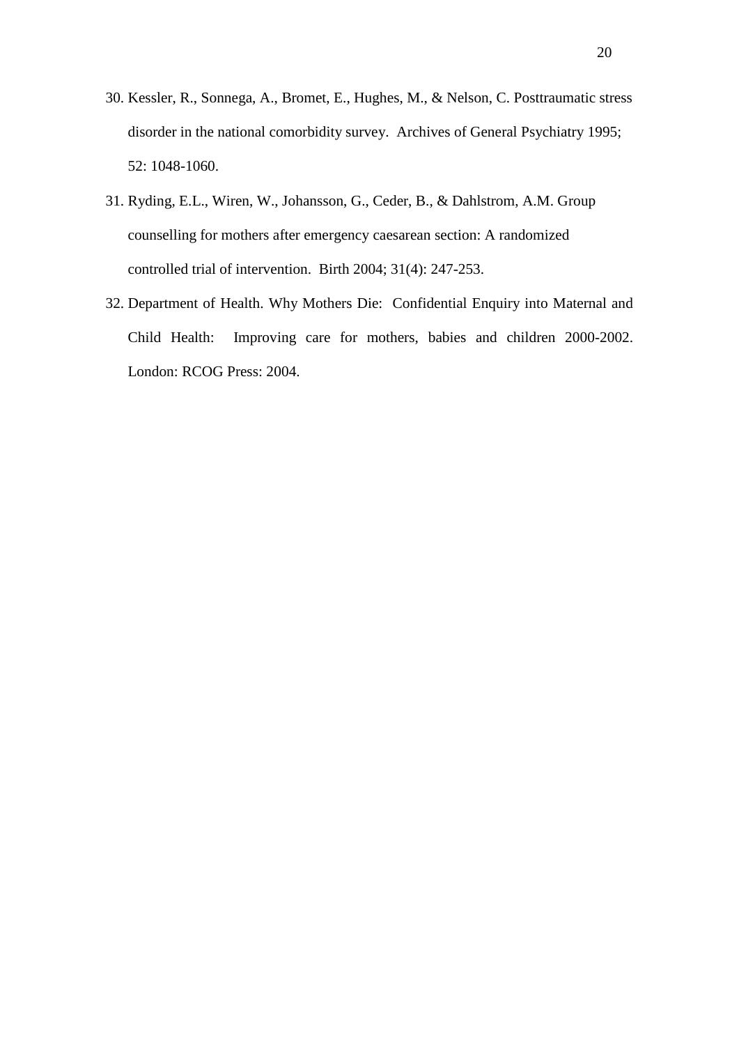30. Kessler, R., Sonnega, A., Bromet, E., Hughes, M., & Nelson, C. Posttraumatic stress disorder in the national comorbidity survey. Archives of General Psychiatry 1995; 52: 1048-1060.
31. Ryding, E.L., Wiren, W., Johansson, G., Ceder, B., & Dahlstrom, A.M. Group counselling for mothers after emergency caesarean section: A randomized controlled trial of intervention. Birth 2004; 31(4): 247-253.
32. Department of Health. Why Mothers Die: Confidential Enquiry into Maternal and Child Health: Improving care for mothers, babies and children 2000-2002. London: RCOG Press: 2004.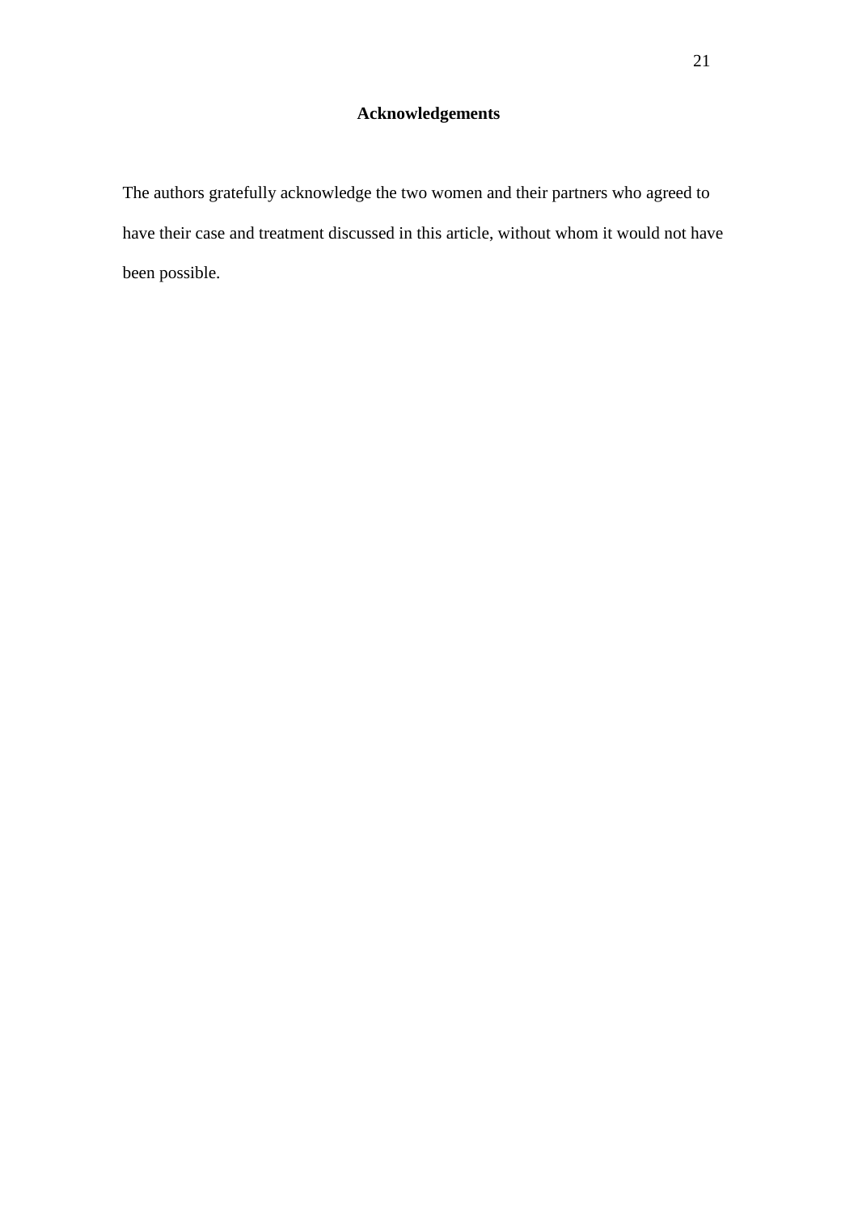## Acknowledgements

The authors gratefully acknowledge the two women and their partners who agreed to have their case and treatment discussed in this article, without whom it would not have been possible.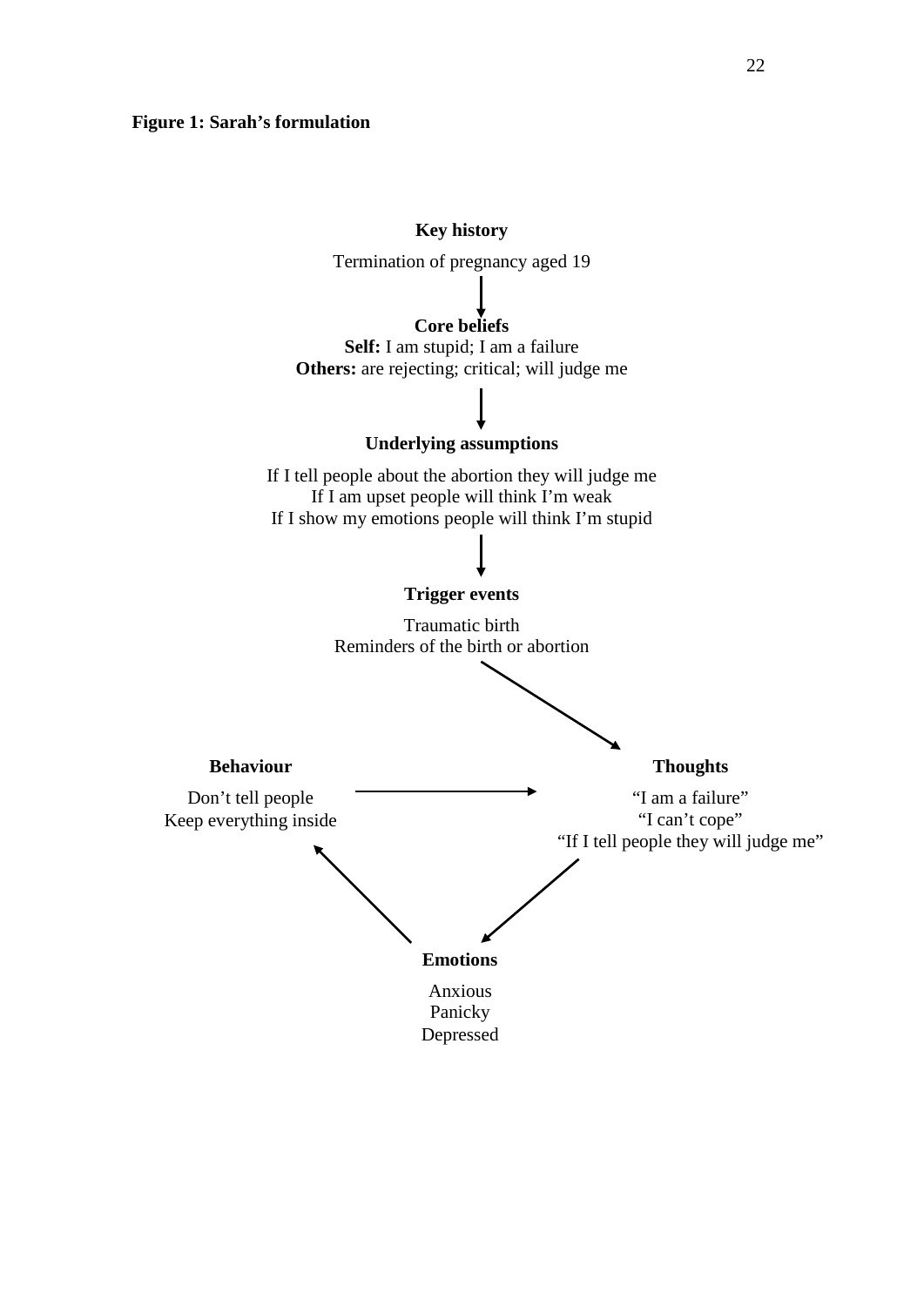**Figure 1: Sarah's formulation**

**Key history**

Termination of pregnancy aged 19

↓

**Core beliefs**

**Self:** I am stupid; I am a failure

**Others:** are rejecting; critical; will judge me

↓

**Underlying assumptions**

If I tell people about the abortion they will judge me

If I am upset people will think I'm weak

If I show my emotions people will think I'm stupid

↓

**Trigger events**

Traumatic birth

Reminders of the birth or abortion

↘

**Thoughts**

"I am a failure"

"I can't cope"

"If I tell people they will judge me"

↙

**Emotions**

Anxious

Panicky

Depressed

↖

**Behaviour**

Don't tell people

Keep everything inside

→ (Thoughts)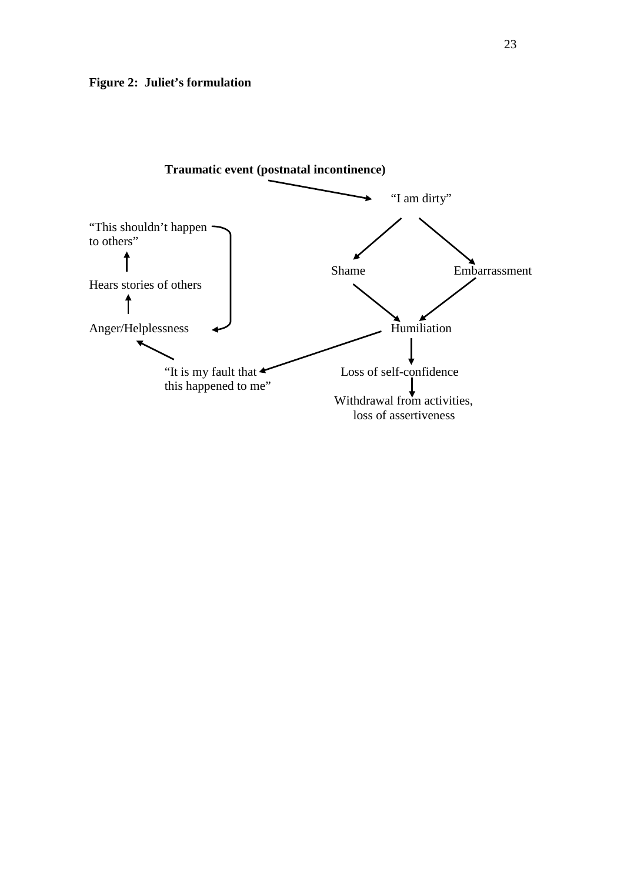**Figure 2: Juliet's formulation**

**Traumatic event (postnatal incontinence)**

"I am dirty"

Shame

Embarrassment

Humiliation

Loss of self-confidence

Withdrawal from activities, loss of assertiveness

"It is my fault that this happened to me"

Anger/Helplessness

Hears stories of others

"This shouldn't happen to others"